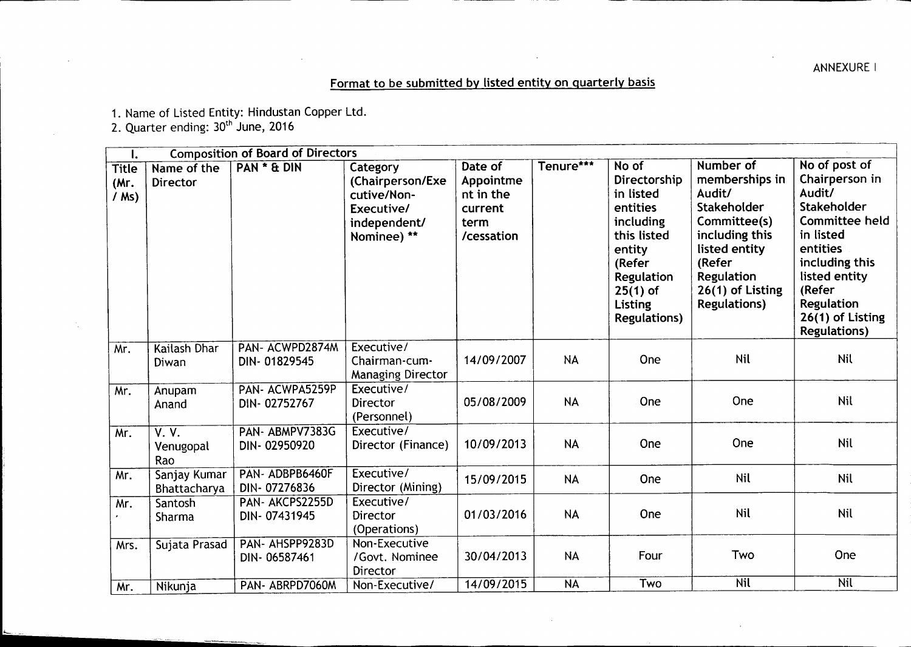ANNEXURE I

## Format to be submitted by listed entity on quarterly basis

1. Name of Listed Entity: Hindustan Copper Ltd.
2. Quarter ending: 30th June, 2016

| I. | Composition of Board of Directors | | | | | | | |
|---|---|---|---|---|---|---|---|---|
| Title (Mr. / Ms) | Name of the Director | PAN * & DIN | Category (Chairperson/Executive/Non-Executive/ independent/ Nominee) ** | Date of Appointment in the current term /cessation | Tenure*** | No of Directorship in listed entities including this listed entity (Refer Regulation 25(1) of Listing Regulations) | Number of memberships in Audit/ Stakeholder Committee(s) including this listed entity (Refer Regulation 26(1) of Listing Regulations) | No of post of Chairperson in Audit/ Stakeholder Committee held in listed entities including this listed entity (Refer Regulation 26(1) of Listing Regulations) |
| Mr. | Kailash Dhar Diwan | PAN- ACWPD2874M DIN- 01829545 | Executive/ Chairman-cum-Managing Director | 14/09/2007 | NA | One | Nil | Nil |
| Mr. | Anupam Anand | PAN- ACWPA5259P DIN- 02752767 | Executive/ Director (Personnel) | 05/08/2009 | NA | One | One | Nil |
| Mr. | V. V. Venugopal Rao | PAN- ABMPV7383G DIN- 02950920 | Executive/ Director (Finance) | 10/09/2013 | NA | One | One | Nil |
| Mr. | Sanjay Kumar Bhattacharya | PAN- ADBPB6460F DIN- 07276836 | Executive/ Director (Mining) | 15/09/2015 | NA | One | Nil | Nil |
| Mr. | Santosh Sharma | PAN- AKCPS2255D DIN- 07431945 | Executive/ Director (Operations) | 01/03/2016 | NA | One | Nil | Nil |
| Mrs. | Sujata Prasad | PAN- AHSPP9283D DIN- 06587461 | Non-Executive /Govt. Nominee Director | 30/04/2013 | NA | Four | Two | One |
| Mr. | Nikunja | PAN- ABRPD7060M | Non-Executive/ | 14/09/2015 | NA | Two | Nil | Nil |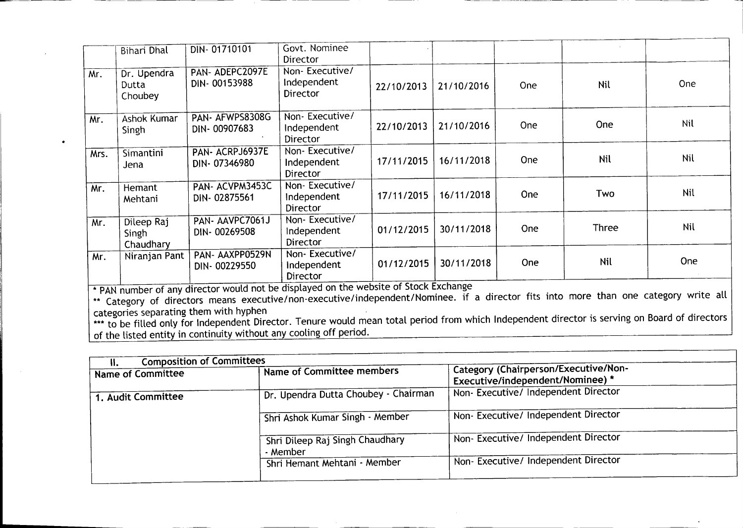| | | | | | | | | |
|---|---|---|---|---|---|---|---|---|
| | Bihari Dhal | DIN- 01710101 | Govt. Nominee Director | | | | | |
| Mr. | Dr. Upendra Dutta Choubey | PAN- ADEPC2097E DIN- 00153988 | Non- Executive/ Independent Director | 22/10/2013 | 21/10/2016 | One | Nil | One |
| Mr. | Ashok Kumar Singh | PAN- AFWPS8308G DIN- 00907683 | Non- Executive/ Independent Director | 22/10/2013 | 21/10/2016 | One | One | Nil |
| Mrs. | Simantini Jena | PAN- ACRPJ6937E DIN- 07346980 | Non- Executive/ Independent Director | 17/11/2015 | 16/11/2018 | One | Nil | Nil |
| Mr. | Hemant Mehtani | PAN- ACVPM3453C DIN- 02875561 | Non- Executive/ Independent Director | 17/11/2015 | 16/11/2018 | One | Two | Nil |
| Mr. | Dileep Raj Singh Chaudhary | PAN- AAVPC7061J DIN- 00269508 | Non- Executive/ Independent Director | 01/12/2015 | 30/11/2018 | One | Three | Nil |
| Mr. | Niranjan Pant | PAN- AAXPP0529N DIN- 00229550 | Non- Executive/ Independent Director | 01/12/2015 | 30/11/2018 | One | Nil | One |

* PAN number of any director would not be displayed on the website of Stock Exchange

** Category of directors means executive/non-executive/independent/Nominee. if a director fits into more than one category write all categories separating them with hyphen

*** to be filled only for Independent Director. Tenure would mean total period from which Independent director is serving on Board of directors of the listed entity in continuity without any cooling off period.

| II. Composition of Committees | | |
|---|---|---|
| **Name of Committee** | **Name of Committee members** | **Category (Chairperson/Executive/Non-Executive/independent/Nominee) *** |
| **1. Audit Committee** | Dr. Upendra Dutta Choubey - Chairman | Non- Executive/ Independent Director |
| | Shri Ashok Kumar Singh - Member | Non- Executive/ Independent Director |
| | Shri Dileep Raj Singh Chaudhary - Member | Non- Executive/ Independent Director |
| | Shri Hemant Mehtani - Member | Non- Executive/ Independent Director |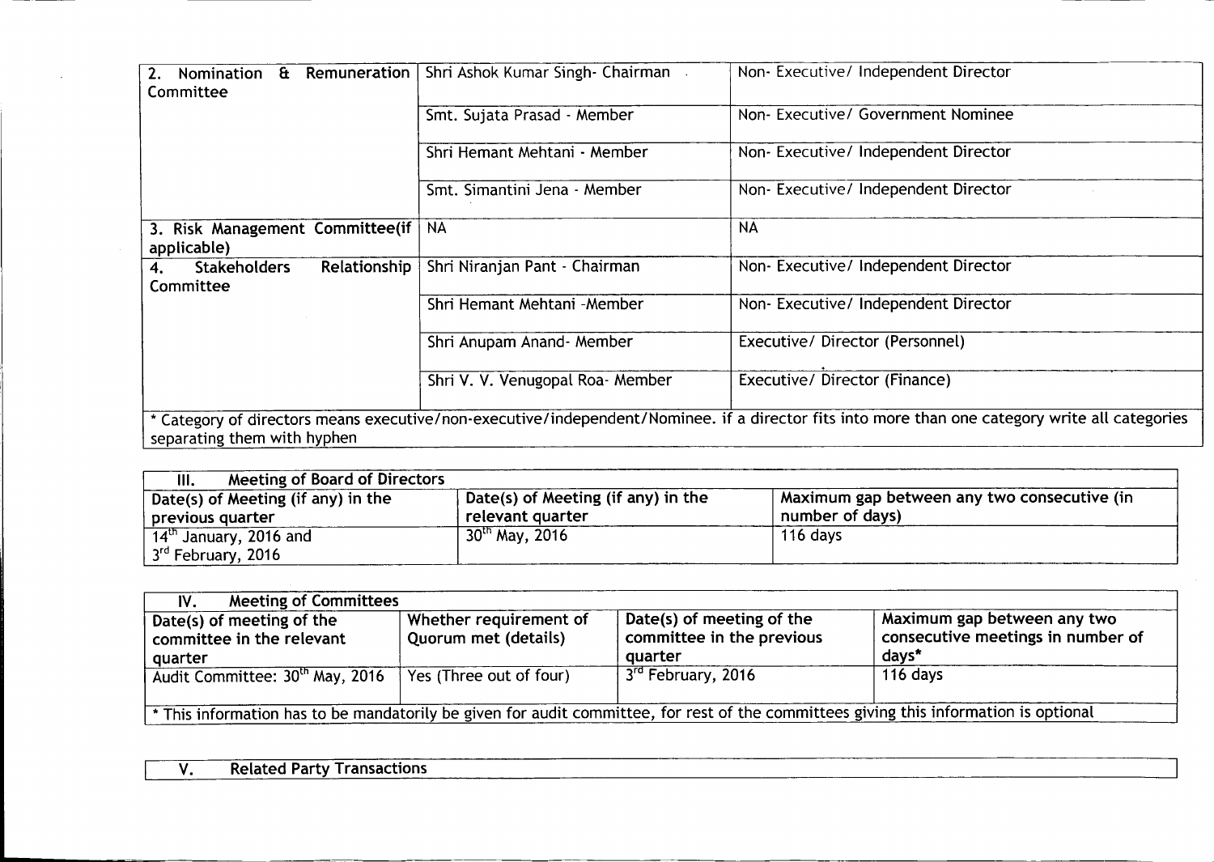| | | |
|---|---|---|
| 2. Nomination & Remuneration Committee | Shri Ashok Kumar Singh- Chairman | Non- Executive/ Independent Director |
| | Smt. Sujata Prasad - Member | Non- Executive/ Government Nominee |
| | Shri Hemant Mehtani - Member | Non- Executive/ Independent Director |
| | Smt. Simantini Jena - Member | Non- Executive/ Independent Director |
| 3. Risk Management Committee(if applicable) | NA | NA |
| 4. Stakeholders Relationship Committee | Shri Niranjan Pant - Chairman | Non- Executive/ Independent Director |
| | Shri Hemant Mehtani -Member | Non- Executive/ Independent Director |
| | Shri Anupam Anand- Member | Executive/ Director (Personnel) |
| | Shri V. V. Venugopal Roa- Member | Executive/ Director (Finance) |

* Category of directors means executive/non-executive/independent/Nominee. if a director fits into more than one category write all categories separating them with hyphen

| III. Meeting of Board of Directors | | |
|---|---|---|
| Date(s) of Meeting (if any) in the previous quarter | Date(s) of Meeting (if any) in the relevant quarter | Maximum gap between any two consecutive (in number of days) |
| 14th January, 2016 and 3rd February, 2016 | 30th May, 2016 | 116 days |

| IV. Meeting of Committees | | | |
|---|---|---|---|
| Date(s) of meeting of the committee in the relevant quarter | Whether requirement of Quorum met (details) | Date(s) of meeting of the committee in the previous quarter | Maximum gap between any two consecutive meetings in number of days* |
| Audit Committee: 30th May, 2016 | Yes (Three out of four) | 3rd February, 2016 | 116 days |

* This information has to be mandatorily be given for audit committee, for rest of the committees giving this information is optional

| V. Related Party Transactions |
|---|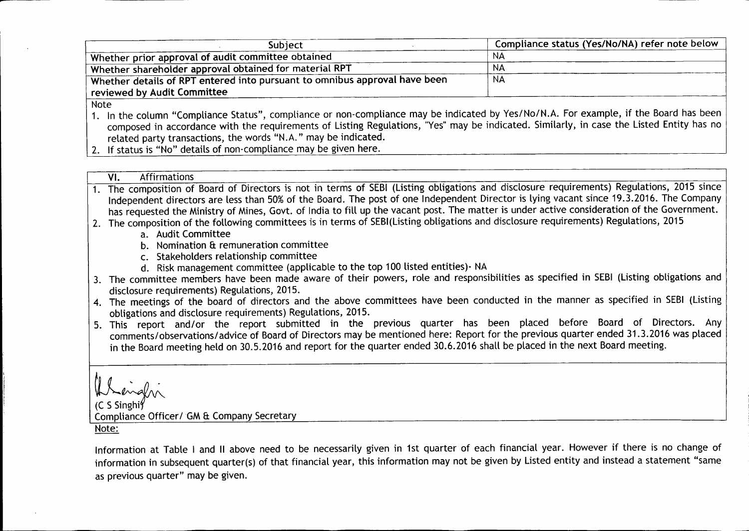| Subject | Compliance status (Yes/No/NA) refer note below |
|---|---|
| Whether prior approval of audit committee obtained | NA |
| Whether shareholder approval obtained for material RPT | NA |
| Whether details of RPT entered into pursuant to omnibus approval have been reviewed by Audit Committee | NA |

Note

1. In the column "Compliance Status", compliance or non-compliance may be indicated by Yes/No/N.A. For example, if the Board has been composed in accordance with the requirements of Listing Regulations, "Yes" may be indicated. Similarly, in case the Listed Entity has no related party transactions, the words "N.A." may be indicated.
2. If status is "No" details of non-compliance may be given here.

## VI. Affirmations

1. The composition of Board of Directors is not in terms of SEBI (Listing obligations and disclosure requirements) Regulations, 2015 since Independent directors are less than 50% of the Board. The post of one Independent Director is lying vacant since 19.3.2016. The Company has requested the Ministry of Mines, Govt. of India to fill up the vacant post. The matter is under active consideration of the Government.
2. The composition of the following committees is in terms of SEBI(Listing obligations and disclosure requirements) Regulations, 2015
   a. Audit Committee
   b. Nomination & remuneration committee
   c. Stakeholders relationship committee
   d. Risk management committee (applicable to the top 100 listed entities)- NA
3. The committee members have been made aware of their powers, role and responsibilities as specified in SEBI (Listing obligations and disclosure requirements) Regulations, 2015.
4. The meetings of the board of directors and the above committees have been conducted in the manner as specified in SEBI (Listing obligations and disclosure requirements) Regulations, 2015.
5. This report and/or the report submitted in the previous quarter has been placed before Board of Directors. Any comments/observations/advice of Board of Directors may be mentioned here: Report for the previous quarter ended 31.3.2016 was placed in the Board meeting held on 30.5.2016 and report for the quarter ended 30.6.2016 shall be placed in the next Board meeting.

(C S Singhi)
Compliance Officer/ GM & Company Secretary

Note:

Information at Table I and II above need to be necessarily given in 1st quarter of each financial year. However if there is no change of information in subsequent quarter(s) of that financial year, this information may not be given by Listed entity and instead a statement "same as previous quarter" may be given.